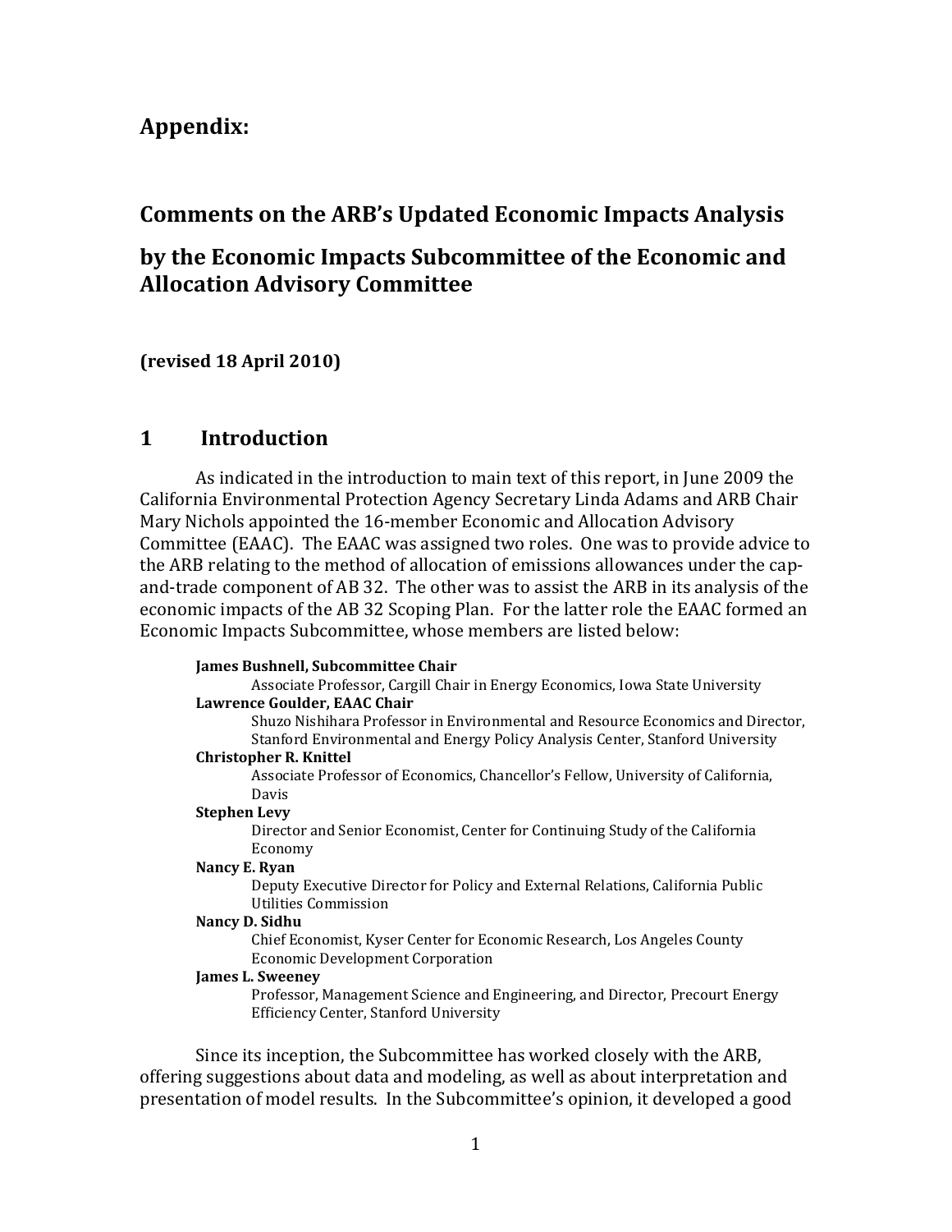# Appendix:

# Comments on the ARB's Updated Economic Impacts Analysis

# by the Economic Impacts Subcommittee of the Economic and Allocation Advisory Committee

**(revised 18 April 2010)**

## 1 Introduction

As indicated in the introduction to main text of this report, in June 2009 the California Environmental Protection Agency Secretary Linda Adams and ARB Chair Mary Nichols appointed the 16-member Economic and Allocation Advisory Committee (EAAC). The EAAC was assigned two roles. One was to provide advice to the ARB relating to the method of allocation of emissions allowances under the cap-and-trade component of AB 32. The other was to assist the ARB in its analysis of the economic impacts of the AB 32 Scoping Plan. For the latter role the EAAC formed an Economic Impacts Subcommittee, whose members are listed below:

**James Bushnell, Subcommittee Chair**
Associate Professor, Cargill Chair in Energy Economics, Iowa State University

**Lawrence Goulder, EAAC Chair**
Shuzo Nishihara Professor in Environmental and Resource Economics and Director, Stanford Environmental and Energy Policy Analysis Center, Stanford University

**Christopher R. Knittel**
Associate Professor of Economics, Chancellor's Fellow, University of California, Davis

**Stephen Levy**
Director and Senior Economist, Center for Continuing Study of the California Economy

**Nancy E. Ryan**
Deputy Executive Director for Policy and External Relations, California Public Utilities Commission

**Nancy D. Sidhu**
Chief Economist, Kyser Center for Economic Research, Los Angeles County Economic Development Corporation

**James L. Sweeney**
Professor, Management Science and Engineering, and Director, Precourt Energy Efficiency Center, Stanford University

Since its inception, the Subcommittee has worked closely with the ARB, offering suggestions about data and modeling, as well as about interpretation and presentation of model results. In the Subcommittee's opinion, it developed a good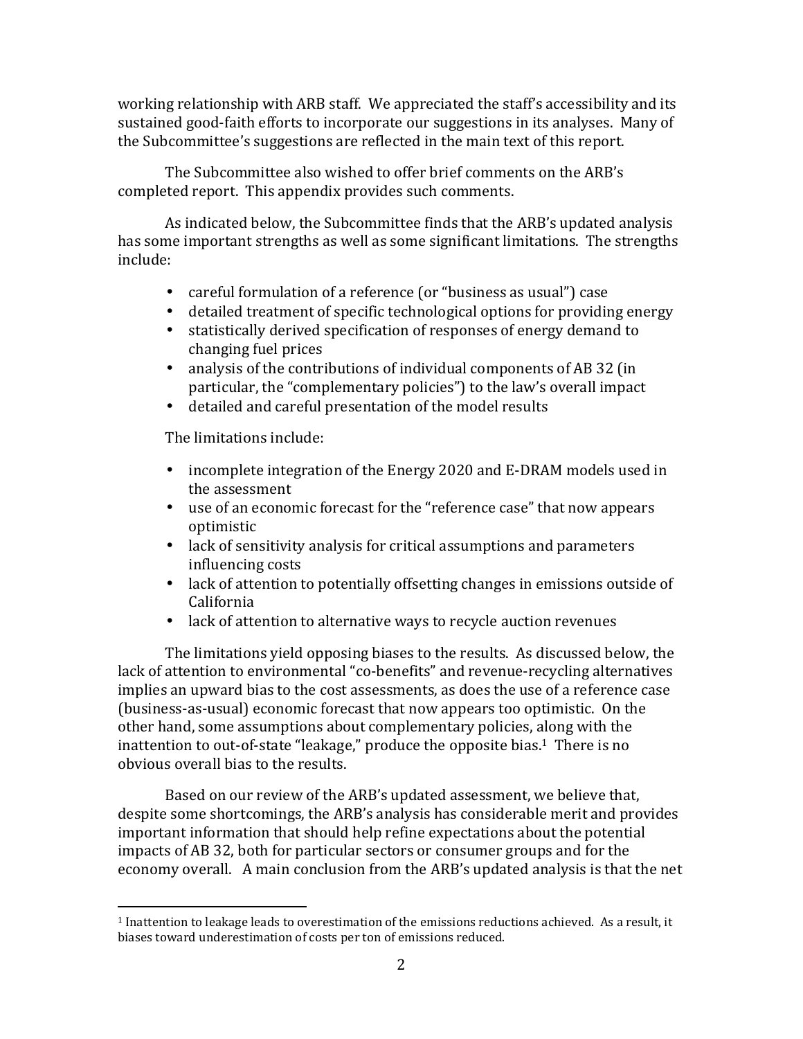working relationship with ARB staff. We appreciated the staff's accessibility and its sustained good-faith efforts to incorporate our suggestions in its analyses. Many of the Subcommittee's suggestions are reflected in the main text of this report.

The Subcommittee also wished to offer brief comments on the ARB's completed report. This appendix provides such comments.

As indicated below, the Subcommittee finds that the ARB's updated analysis has some important strengths as well as some significant limitations. The strengths include:

- careful formulation of a reference (or "business as usual") case
- detailed treatment of specific technological options for providing energy
- statistically derived specification of responses of energy demand to changing fuel prices
- analysis of the contributions of individual components of AB 32 (in particular, the "complementary policies") to the law's overall impact
- detailed and careful presentation of the model results

The limitations include:

- incomplete integration of the Energy 2020 and E-DRAM models used in the assessment
- use of an economic forecast for the "reference case" that now appears optimistic
- lack of sensitivity analysis for critical assumptions and parameters influencing costs
- lack of attention to potentially offsetting changes in emissions outside of California
- lack of attention to alternative ways to recycle auction revenues

The limitations yield opposing biases to the results. As discussed below, the lack of attention to environmental "co-benefits" and revenue-recycling alternatives implies an upward bias to the cost assessments, as does the use of a reference case (business-as-usual) economic forecast that now appears too optimistic. On the other hand, some assumptions about complementary policies, along with the inattention to out-of-state "leakage," produce the opposite bias.[1] There is no obvious overall bias to the results.

Based on our review of the ARB's updated assessment, we believe that, despite some shortcomings, the ARB's analysis has considerable merit and provides important information that should help refine expectations about the potential impacts of AB 32, both for particular sectors or consumer groups and for the economy overall. A main conclusion from the ARB's updated analysis is that the net

[1] Inattention to leakage leads to overestimation of the emissions reductions achieved. As a result, it biases toward underestimation of costs per ton of emissions reduced.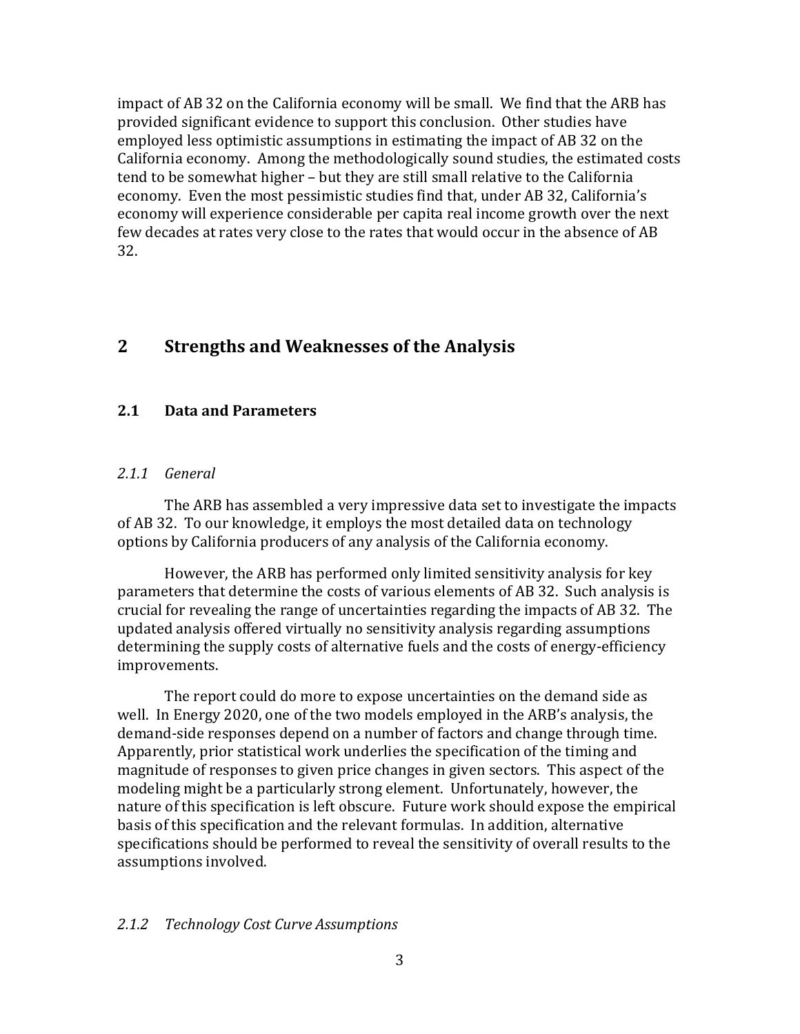impact of AB 32 on the California economy will be small. We find that the ARB has provided significant evidence to support this conclusion. Other studies have employed less optimistic assumptions in estimating the impact of AB 32 on the California economy. Among the methodologically sound studies, the estimated costs tend to be somewhat higher – but they are still small relative to the California economy. Even the most pessimistic studies find that, under AB 32, California's economy will experience considerable per capita real income growth over the next few decades at rates very close to the rates that would occur in the absence of AB 32.

## 2 Strengths and Weaknesses of the Analysis

### 2.1 Data and Parameters

#### *2.1.1 General*

The ARB has assembled a very impressive data set to investigate the impacts of AB 32. To our knowledge, it employs the most detailed data on technology options by California producers of any analysis of the California economy.

However, the ARB has performed only limited sensitivity analysis for key parameters that determine the costs of various elements of AB 32. Such analysis is crucial for revealing the range of uncertainties regarding the impacts of AB 32. The updated analysis offered virtually no sensitivity analysis regarding assumptions determining the supply costs of alternative fuels and the costs of energy-efficiency improvements.

The report could do more to expose uncertainties on the demand side as well. In Energy 2020, one of the two models employed in the ARB's analysis, the demand-side responses depend on a number of factors and change through time. Apparently, prior statistical work underlies the specification of the timing and magnitude of responses to given price changes in given sectors. This aspect of the modeling might be a particularly strong element. Unfortunately, however, the nature of this specification is left obscure. Future work should expose the empirical basis of this specification and the relevant formulas. In addition, alternative specifications should be performed to reveal the sensitivity of overall results to the assumptions involved.

#### *2.1.2 Technology Cost Curve Assumptions*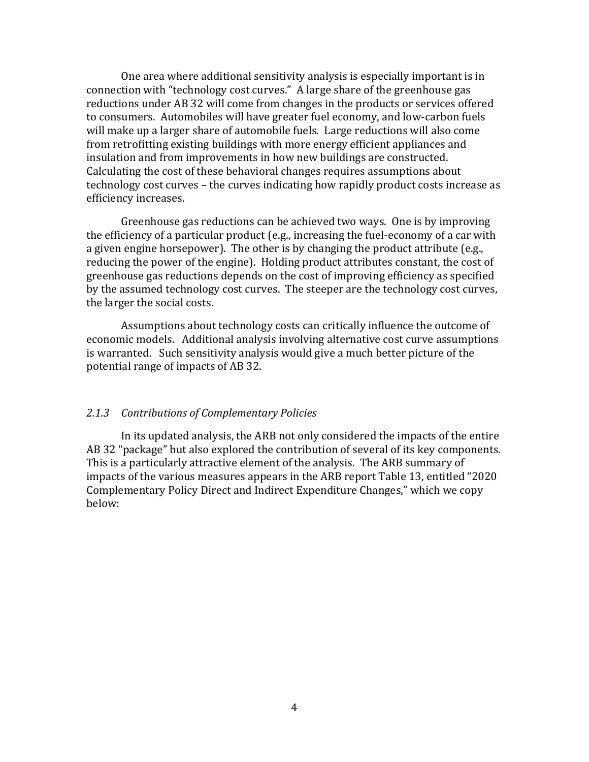One area where additional sensitivity analysis is especially important is in connection with "technology cost curves." A large share of the greenhouse gas reductions under AB 32 will come from changes in the products or services offered to consumers. Automobiles will have greater fuel economy, and low-carbon fuels will make up a larger share of automobile fuels. Large reductions will also come from retrofitting existing buildings with more energy efficient appliances and insulation and from improvements in how new buildings are constructed. Calculating the cost of these behavioral changes requires assumptions about technology cost curves – the curves indicating how rapidly product costs increase as efficiency increases.

Greenhouse gas reductions can be achieved two ways. One is by improving the efficiency of a particular product (e.g., increasing the fuel-economy of a car with a given engine horsepower). The other is by changing the product attribute (e.g., reducing the power of the engine). Holding product attributes constant, the cost of greenhouse gas reductions depends on the cost of improving efficiency as specified by the assumed technology cost curves. The steeper are the technology cost curves, the larger the social costs.

Assumptions about technology costs can critically influence the outcome of economic models. Additional analysis involving alternative cost curve assumptions is warranted. Such sensitivity analysis would give a much better picture of the potential range of impacts of AB 32.

### *2.1.3 Contributions of Complementary Policies*

In its updated analysis, the ARB not only considered the impacts of the entire AB 32 "package" but also explored the contribution of several of its key components. This is a particularly attractive element of the analysis. The ARB summary of impacts of the various measures appears in the ARB report Table 13, entitled "2020 Complementary Policy Direct and Indirect Expenditure Changes," which we copy below: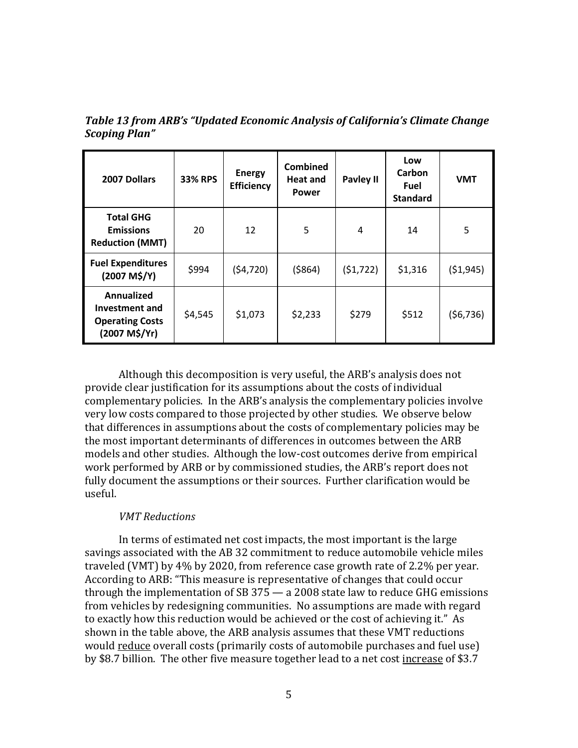***Table 13 from ARB's "Updated Economic Analysis of California's Climate Change Scoping Plan"***

| 2007 Dollars | 33% RPS | Energy Efficiency | Combined Heat and Power | Pavley II | Low Carbon Fuel Standard | VMT |
|---|---|---|---|---|---|---|
| **Total GHG Emissions Reduction (MMT)** | 20 | 12 | 5 | 4 | 14 | 5 |
| **Fuel Expenditures (2007 M$/Y)** | $994 | ($4,720) | ($864) | ($1,722) | $1,316 | ($1,945) |
| **Annualized Investment and Operating Costs (2007 M$/Yr)** | $4,545 | $1,073 | $2,233 | $279 | $512 | ($6,736) |

Although this decomposition is very useful, the ARB's analysis does not provide clear justification for its assumptions about the costs of individual complementary policies. In the ARB's analysis the complementary policies involve very low costs compared to those projected by other studies. We observe below that differences in assumptions about the costs of complementary policies may be the most important determinants of differences in outcomes between the ARB models and other studies. Although the low-cost outcomes derive from empirical work performed by ARB or by commissioned studies, the ARB's report does not fully document the assumptions or their sources. Further clarification would be useful.

*VMT Reductions*

In terms of estimated net cost impacts, the most important is the large savings associated with the AB 32 commitment to reduce automobile vehicle miles traveled (VMT) by 4% by 2020, from reference case growth rate of 2.2% per year. According to ARB: "This measure is representative of changes that could occur through the implementation of SB 375 — a 2008 state law to reduce GHG emissions from vehicles by redesigning communities. No assumptions are made with regard to exactly how this reduction would be achieved or the cost of achieving it." As shown in the table above, the ARB analysis assumes that these VMT reductions would <u>reduce</u> overall costs (primarily costs of automobile purchases and fuel use) by $8.7 billion. The other five measure together lead to a net cost <u>increase</u> of $3.7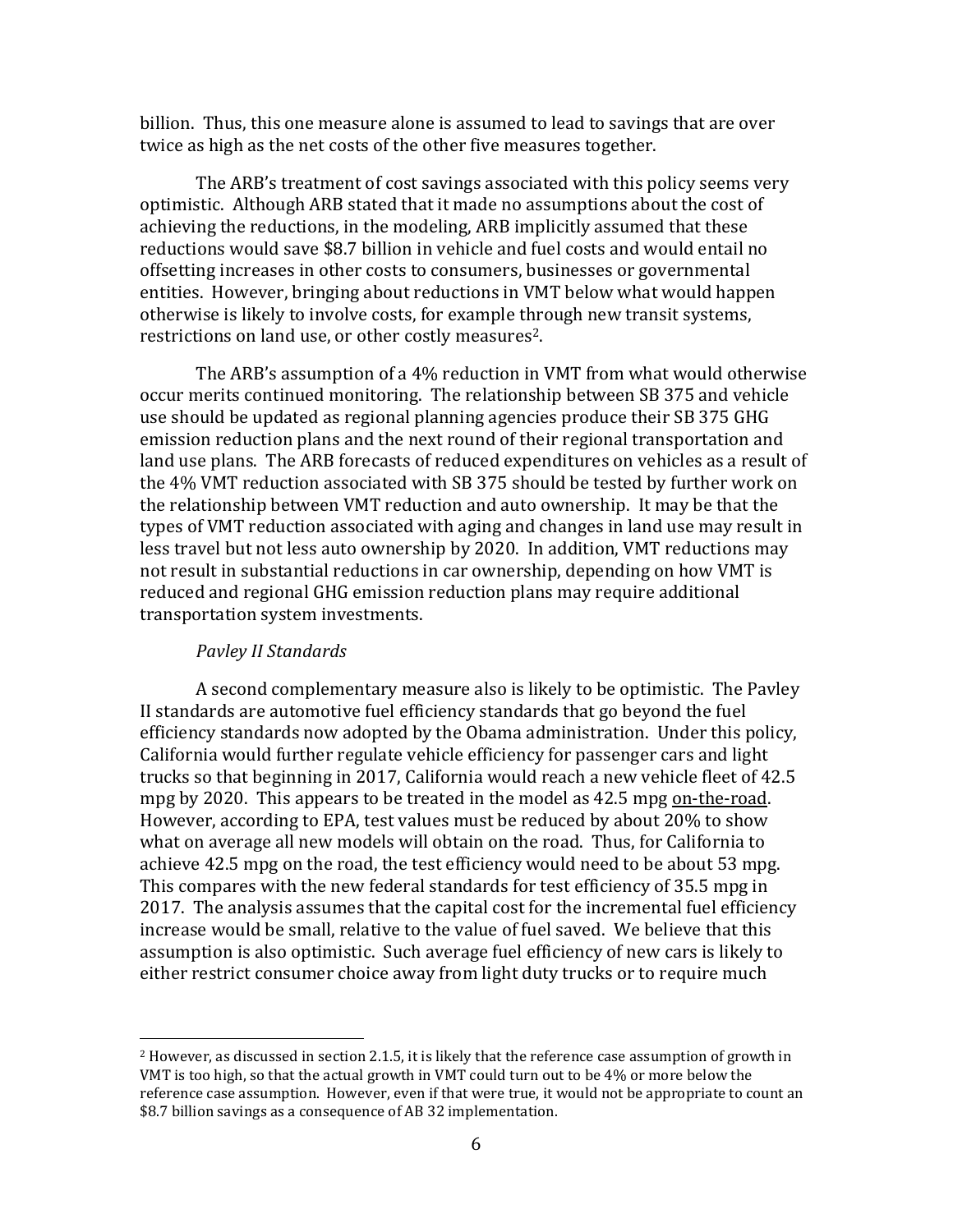billion. Thus, this one measure alone is assumed to lead to savings that are over twice as high as the net costs of the other five measures together.

The ARB's treatment of cost savings associated with this policy seems very optimistic. Although ARB stated that it made no assumptions about the cost of achieving the reductions, in the modeling, ARB implicitly assumed that these reductions would save $8.7 billion in vehicle and fuel costs and would entail no offsetting increases in other costs to consumers, businesses or governmental entities. However, bringing about reductions in VMT below what would happen otherwise is likely to involve costs, for example through new transit systems, restrictions on land use, or other costly measures[2].

The ARB's assumption of a 4% reduction in VMT from what would otherwise occur merits continued monitoring. The relationship between SB 375 and vehicle use should be updated as regional planning agencies produce their SB 375 GHG emission reduction plans and the next round of their regional transportation and land use plans. The ARB forecasts of reduced expenditures on vehicles as a result of the 4% VMT reduction associated with SB 375 should be tested by further work on the relationship between VMT reduction and auto ownership. It may be that the types of VMT reduction associated with aging and changes in land use may result in less travel but not less auto ownership by 2020. In addition, VMT reductions may not result in substantial reductions in car ownership, depending on how VMT is reduced and regional GHG emission reduction plans may require additional transportation system investments.

*Pavley II Standards*

A second complementary measure also is likely to be optimistic. The Pavley II standards are automotive fuel efficiency standards that go beyond the fuel efficiency standards now adopted by the Obama administration. Under this policy, California would further regulate vehicle efficiency for passenger cars and light trucks so that beginning in 2017, California would reach a new vehicle fleet of 42.5 mpg by 2020. This appears to be treated in the model as 42.5 mpg <u>on-the-road</u>. However, according to EPA, test values must be reduced by about 20% to show what on average all new models will obtain on the road. Thus, for California to achieve 42.5 mpg on the road, the test efficiency would need to be about 53 mpg. This compares with the new federal standards for test efficiency of 35.5 mpg in 2017. The analysis assumes that the capital cost for the incremental fuel efficiency increase would be small, relative to the value of fuel saved. We believe that this assumption is also optimistic. Such average fuel efficiency of new cars is likely to either restrict consumer choice away from light duty trucks or to require much

---

[2] However, as discussed in section 2.1.5, it is likely that the reference case assumption of growth in VMT is too high, so that the actual growth in VMT could turn out to be 4% or more below the reference case assumption. However, even if that were true, it would not be appropriate to count an $8.7 billion savings as a consequence of AB 32 implementation.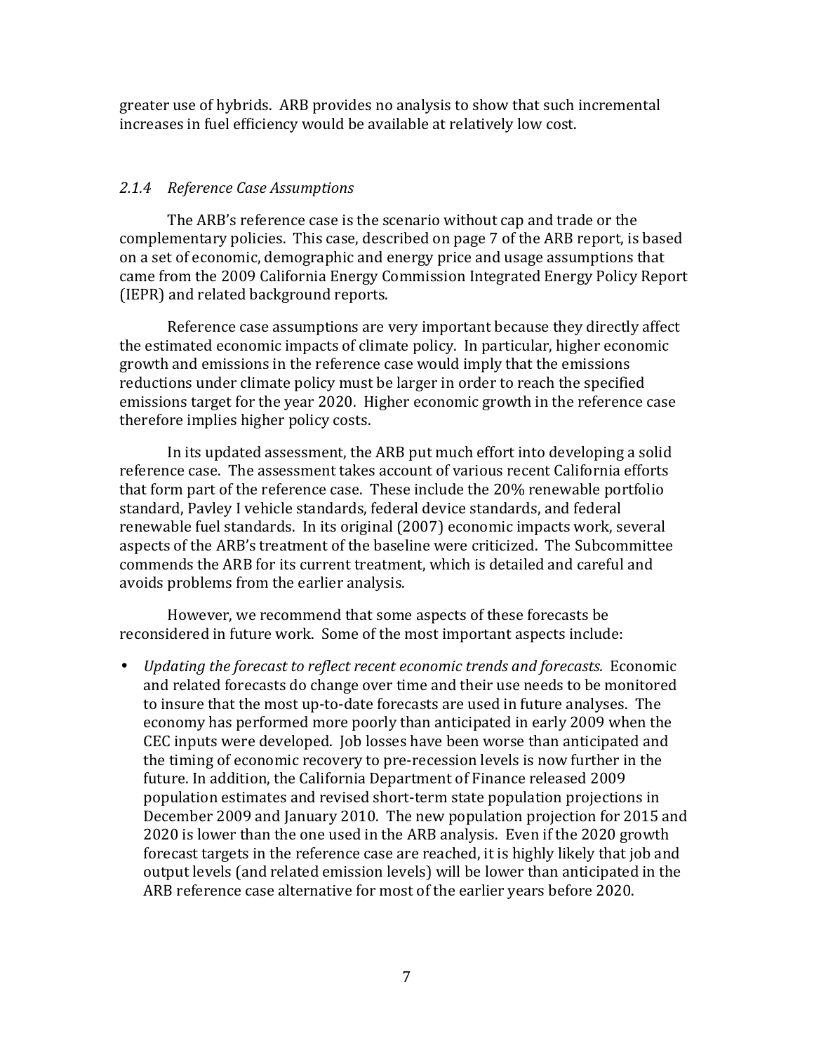greater use of hybrids. ARB provides no analysis to show that such incremental increases in fuel efficiency would be available at relatively low cost.

### *2.1.4 Reference Case Assumptions*

The ARB's reference case is the scenario without cap and trade or the complementary policies. This case, described on page 7 of the ARB report, is based on a set of economic, demographic and energy price and usage assumptions that came from the 2009 California Energy Commission Integrated Energy Policy Report (IEPR) and related background reports.

Reference case assumptions are very important because they directly affect the estimated economic impacts of climate policy. In particular, higher economic growth and emissions in the reference case would imply that the emissions reductions under climate policy must be larger in order to reach the specified emissions target for the year 2020. Higher economic growth in the reference case therefore implies higher policy costs.

In its updated assessment, the ARB put much effort into developing a solid reference case. The assessment takes account of various recent California efforts that form part of the reference case. These include the 20% renewable portfolio standard, Pavley I vehicle standards, federal device standards, and federal renewable fuel standards. In its original (2007) economic impacts work, several aspects of the ARB's treatment of the baseline were criticized. The Subcommittee commends the ARB for its current treatment, which is detailed and careful and avoids problems from the earlier analysis.

However, we recommend that some aspects of these forecasts be reconsidered in future work. Some of the most important aspects include:

- *Updating the forecast to reflect recent economic trends and forecasts.* Economic and related forecasts do change over time and their use needs to be monitored to insure that the most up-to-date forecasts are used in future analyses. The economy has performed more poorly than anticipated in early 2009 when the CEC inputs were developed. Job losses have been worse than anticipated and the timing of economic recovery to pre-recession levels is now further in the future. In addition, the California Department of Finance released 2009 population estimates and revised short-term state population projections in December 2009 and January 2010. The new population projection for 2015 and 2020 is lower than the one used in the ARB analysis. Even if the 2020 growth forecast targets in the reference case are reached, it is highly likely that job and output levels (and related emission levels) will be lower than anticipated in the ARB reference case alternative for most of the earlier years before 2020.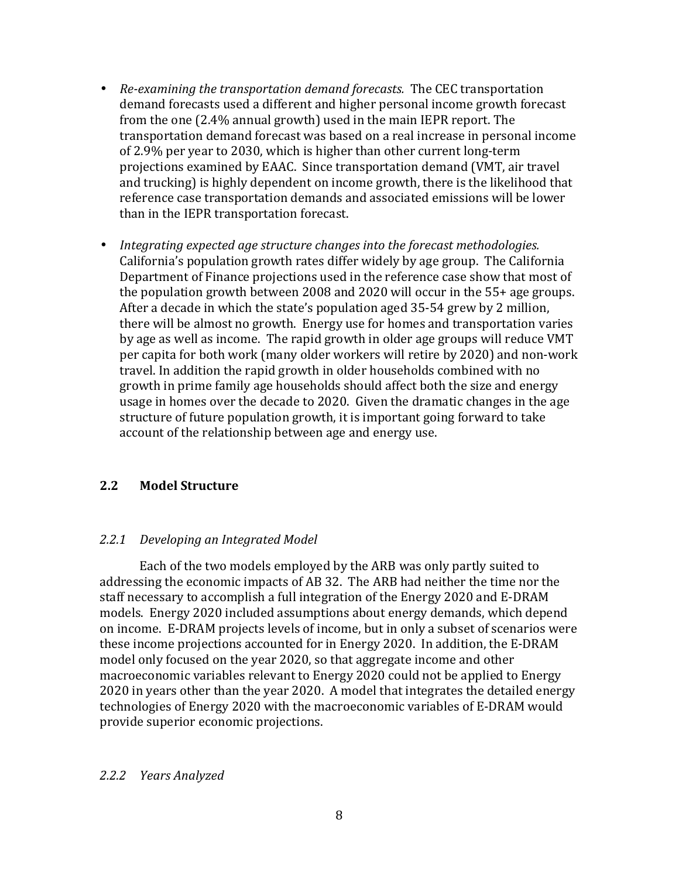- *Re-examining the transportation demand forecasts.* The CEC transportation demand forecasts used a different and higher personal income growth forecast from the one (2.4% annual growth) used in the main IEPR report. The transportation demand forecast was based on a real increase in personal income of 2.9% per year to 2030, which is higher than other current long-term projections examined by EAAC. Since transportation demand (VMT, air travel and trucking) is highly dependent on income growth, there is the likelihood that reference case transportation demands and associated emissions will be lower than in the IEPR transportation forecast.

- *Integrating expected age structure changes into the forecast methodologies.* California's population growth rates differ widely by age group. The California Department of Finance projections used in the reference case show that most of the population growth between 2008 and 2020 will occur in the 55+ age groups. After a decade in which the state's population aged 35-54 grew by 2 million, there will be almost no growth. Energy use for homes and transportation varies by age as well as income. The rapid growth in older age groups will reduce VMT per capita for both work (many older workers will retire by 2020) and non-work travel. In addition the rapid growth in older households combined with no growth in prime family age households should affect both the size and energy usage in homes over the decade to 2020. Given the dramatic changes in the age structure of future population growth, it is important going forward to take account of the relationship between age and energy use.

## 2.2 Model Structure

### *2.2.1 Developing an Integrated Model*

Each of the two models employed by the ARB was only partly suited to addressing the economic impacts of AB 32. The ARB had neither the time nor the staff necessary to accomplish a full integration of the Energy 2020 and E-DRAM models. Energy 2020 included assumptions about energy demands, which depend on income. E-DRAM projects levels of income, but in only a subset of scenarios were these income projections accounted for in Energy 2020. In addition, the E-DRAM model only focused on the year 2020, so that aggregate income and other macroeconomic variables relevant to Energy 2020 could not be applied to Energy 2020 in years other than the year 2020. A model that integrates the detailed energy technologies of Energy 2020 with the macroeconomic variables of E-DRAM would provide superior economic projections.

### *2.2.2 Years Analyzed*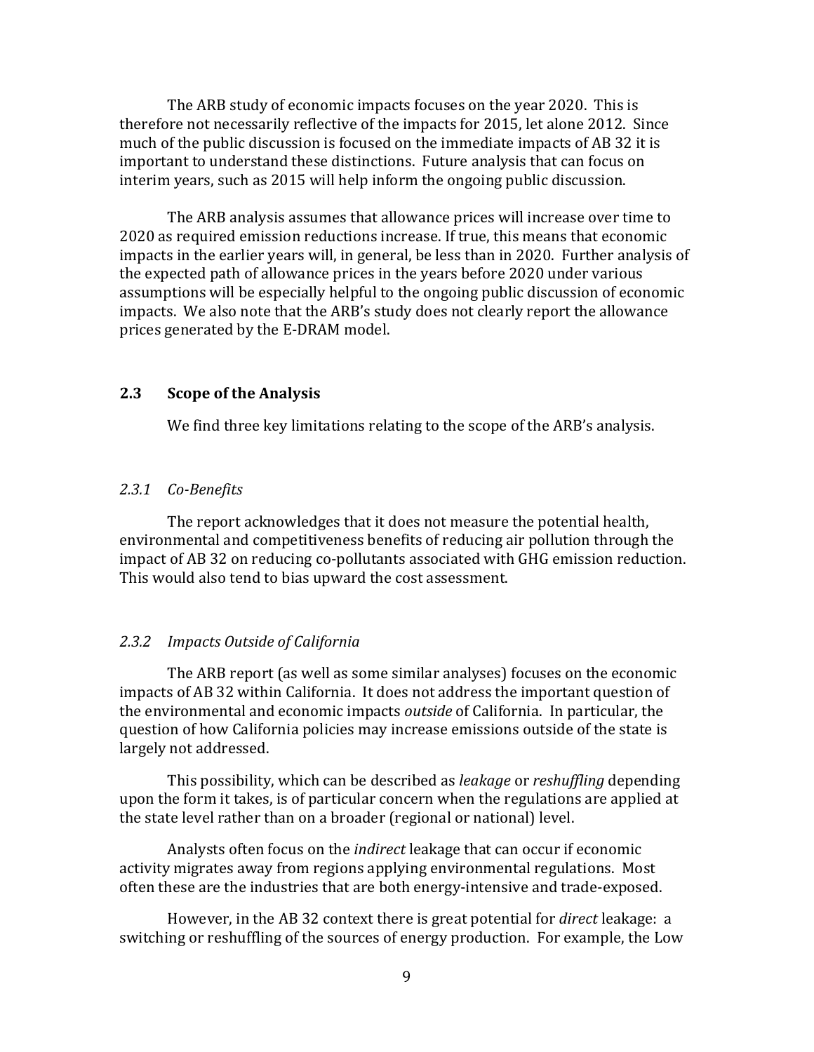The ARB study of economic impacts focuses on the year 2020. This is therefore not necessarily reflective of the impacts for 2015, let alone 2012. Since much of the public discussion is focused on the immediate impacts of AB 32 it is important to understand these distinctions. Future analysis that can focus on interim years, such as 2015 will help inform the ongoing public discussion.

The ARB analysis assumes that allowance prices will increase over time to 2020 as required emission reductions increase. If true, this means that economic impacts in the earlier years will, in general, be less than in 2020. Further analysis of the expected path of allowance prices in the years before 2020 under various assumptions will be especially helpful to the ongoing public discussion of economic impacts. We also note that the ARB's study does not clearly report the allowance prices generated by the E-DRAM model.

## 2.3 Scope of the Analysis

We find three key limitations relating to the scope of the ARB's analysis.

### *2.3.1 Co-Benefits*

The report acknowledges that it does not measure the potential health, environmental and competitiveness benefits of reducing air pollution through the impact of AB 32 on reducing co-pollutants associated with GHG emission reduction. This would also tend to bias upward the cost assessment.

### *2.3.2 Impacts Outside of California*

The ARB report (as well as some similar analyses) focuses on the economic impacts of AB 32 within California. It does not address the important question of the environmental and economic impacts *outside* of California. In particular, the question of how California policies may increase emissions outside of the state is largely not addressed.

This possibility, which can be described as *leakage* or *reshuffling* depending upon the form it takes, is of particular concern when the regulations are applied at the state level rather than on a broader (regional or national) level.

Analysts often focus on the *indirect* leakage that can occur if economic activity migrates away from regions applying environmental regulations. Most often these are the industries that are both energy-intensive and trade-exposed.

However, in the AB 32 context there is great potential for *direct* leakage: a switching or reshuffling of the sources of energy production. For example, the Low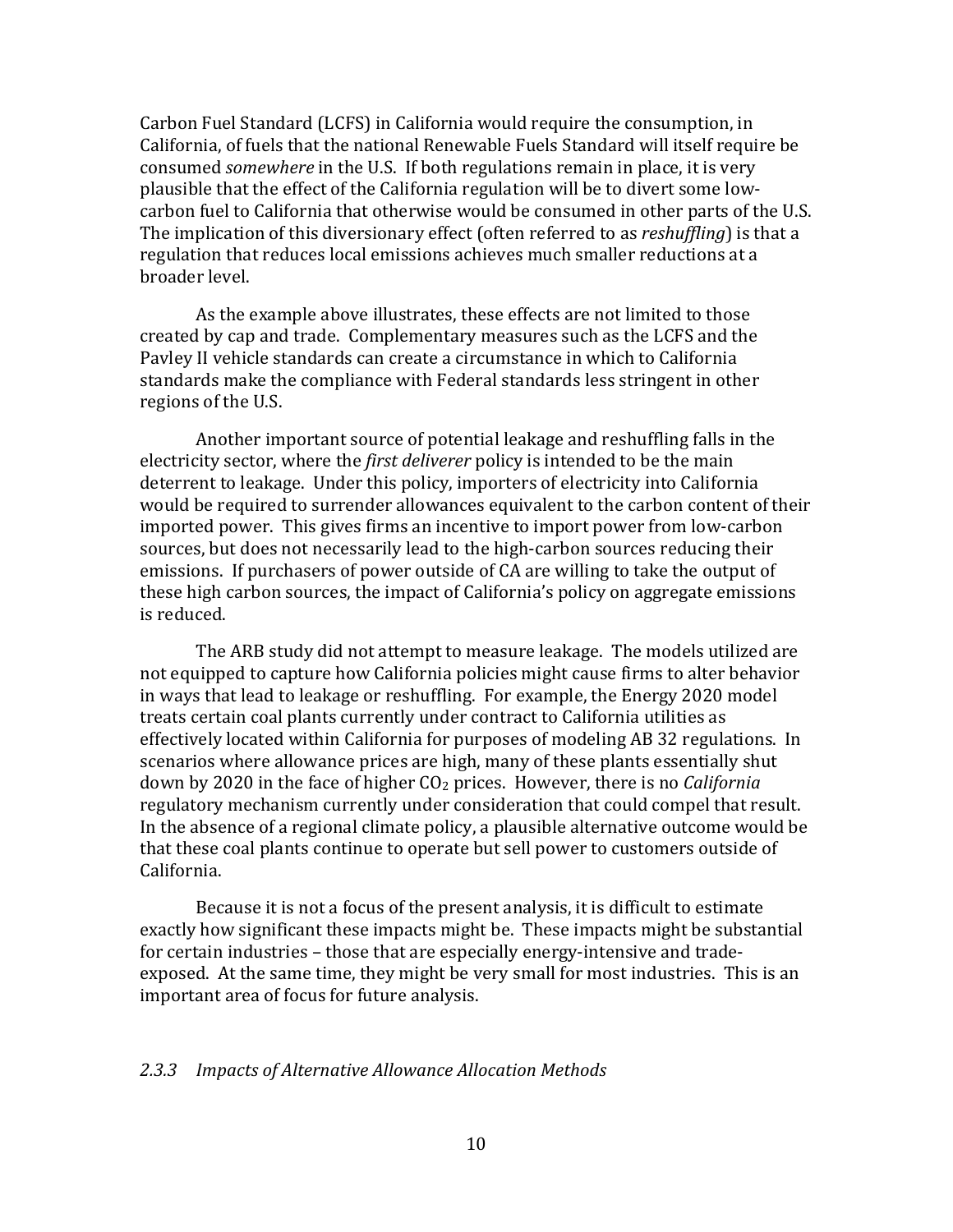Carbon Fuel Standard (LCFS) in California would require the consumption, in California, of fuels that the national Renewable Fuels Standard will itself require be consumed *somewhere* in the U.S. If both regulations remain in place, it is very plausible that the effect of the California regulation will be to divert some low-carbon fuel to California that otherwise would be consumed in other parts of the U.S. The implication of this diversionary effect (often referred to as *reshuffling*) is that a regulation that reduces local emissions achieves much smaller reductions at a broader level.

As the example above illustrates, these effects are not limited to those created by cap and trade. Complementary measures such as the LCFS and the Pavley II vehicle standards can create a circumstance in which to California standards make the compliance with Federal standards less stringent in other regions of the U.S.

Another important source of potential leakage and reshuffling falls in the electricity sector, where the *first deliverer* policy is intended to be the main deterrent to leakage. Under this policy, importers of electricity into California would be required to surrender allowances equivalent to the carbon content of their imported power. This gives firms an incentive to import power from low-carbon sources, but does not necessarily lead to the high-carbon sources reducing their emissions. If purchasers of power outside of CA are willing to take the output of these high carbon sources, the impact of California's policy on aggregate emissions is reduced.

The ARB study did not attempt to measure leakage. The models utilized are not equipped to capture how California policies might cause firms to alter behavior in ways that lead to leakage or reshuffling. For example, the Energy 2020 model treats certain coal plants currently under contract to California utilities as effectively located within California for purposes of modeling AB 32 regulations. In scenarios where allowance prices are high, many of these plants essentially shut down by 2020 in the face of higher $CO_2$ prices. However, there is no *California* regulatory mechanism currently under consideration that could compel that result. In the absence of a regional climate policy, a plausible alternative outcome would be that these coal plants continue to operate but sell power to customers outside of California.

Because it is not a focus of the present analysis, it is difficult to estimate exactly how significant these impacts might be. These impacts might be substantial for certain industries – those that are especially energy-intensive and trade-exposed. At the same time, they might be very small for most industries. This is an important area of focus for future analysis.

### *2.3.3 Impacts of Alternative Allowance Allocation Methods*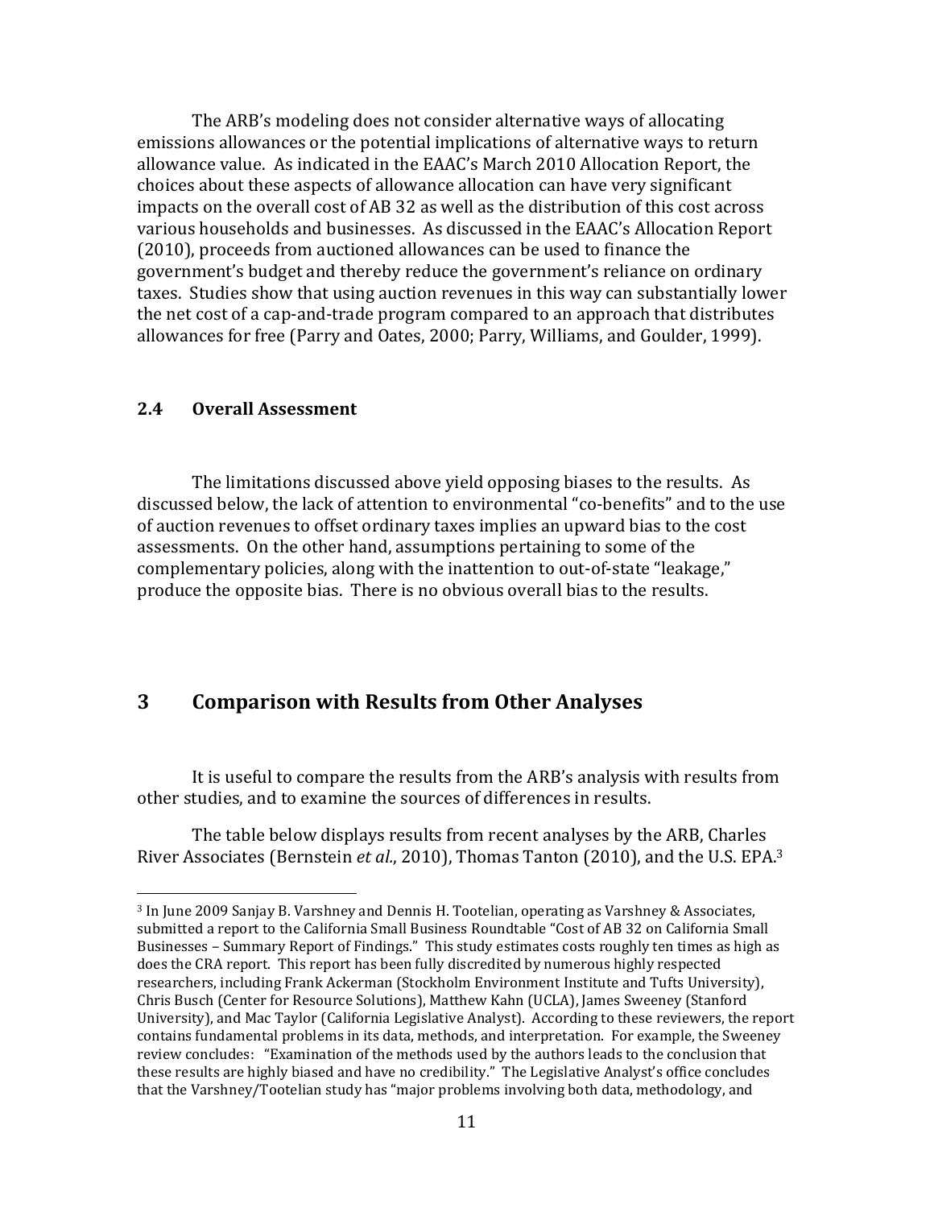The ARB's modeling does not consider alternative ways of allocating emissions allowances or the potential implications of alternative ways to return allowance value. As indicated in the EAAC's March 2010 Allocation Report, the choices about these aspects of allowance allocation can have very significant impacts on the overall cost of AB 32 as well as the distribution of this cost across various households and businesses. As discussed in the EAAC's Allocation Report (2010), proceeds from auctioned allowances can be used to finance the government's budget and thereby reduce the government's reliance on ordinary taxes. Studies show that using auction revenues in this way can substantially lower the net cost of a cap-and-trade program compared to an approach that distributes allowances for free (Parry and Oates, 2000; Parry, Williams, and Goulder, 1999).

### 2.4 Overall Assessment

The limitations discussed above yield opposing biases to the results. As discussed below, the lack of attention to environmental "co-benefits" and to the use of auction revenues to offset ordinary taxes implies an upward bias to the cost assessments. On the other hand, assumptions pertaining to some of the complementary policies, along with the inattention to out-of-state "leakage," produce the opposite bias. There is no obvious overall bias to the results.

## 3 Comparison with Results from Other Analyses

It is useful to compare the results from the ARB's analysis with results from other studies, and to examine the sources of differences in results.

The table below displays results from recent analyses by the ARB, Charles River Associates (Bernstein *et al.*, 2010), Thomas Tanton (2010), and the U.S. EPA.[3]

---

[3] In June 2009 Sanjay B. Varshney and Dennis H. Tootelian, operating as Varshney & Associates, submitted a report to the California Small Business Roundtable "Cost of AB 32 on California Small Businesses – Summary Report of Findings." This study estimates costs roughly ten times as high as does the CRA report. This report has been fully discredited by numerous highly respected researchers, including Frank Ackerman (Stockholm Environment Institute and Tufts University), Chris Busch (Center for Resource Solutions), Matthew Kahn (UCLA), James Sweeney (Stanford University), and Mac Taylor (California Legislative Analyst). According to these reviewers, the report contains fundamental problems in its data, methods, and interpretation. For example, the Sweeney review concludes: "Examination of the methods used by the authors leads to the conclusion that these results are highly biased and have no credibility." The Legislative Analyst's office concludes that the Varshney/Tootelian study has "major problems involving both data, methodology, and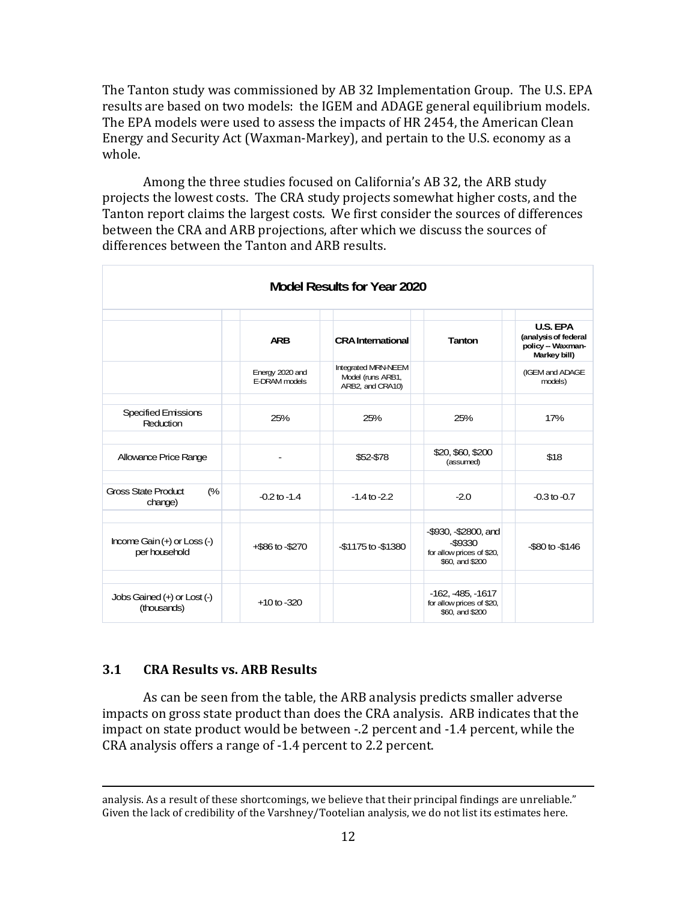The Tanton study was commissioned by AB 32 Implementation Group. The U.S. EPA results are based on two models: the IGEM and ADAGE general equilibrium models. The EPA models were used to assess the impacts of HR 2454, the American Clean Energy and Security Act (Waxman-Markey), and pertain to the U.S. economy as a whole.

Among the three studies focused on California's AB 32, the ARB study projects the lowest costs. The CRA study projects somewhat higher costs, and the Tanton report claims the largest costs. We first consider the sources of differences between the CRA and ARB projections, after which we discuss the sources of differences between the Tanton and ARB results.

**Model Results for Year 2020**

| | ARB | CRA International | Tanton | U.S. EPA (analysis of federal policy -- Waxman-Markey bill) |
|---|---|---|---|---|
| | Energy 2020 and E-DRAM models | Integrated MRN-NEEM Model (runs ARB1, ARB2, and CRA10) | | (IGEM and ADAGE models) |
| Specified Emissions Reduction | 25% | 25% | 25% | 17% |
| Allowance Price Range | - | $52-$78 | $20, $60, $200 (assumed) | $18 |
| Gross State Product (% change) | -0.2 to -1.4 | -1.4 to -2.2 | -2.0 | -0.3 to -0.7 |
| Income Gain (+) or Loss (-) per household | +$86 to -$270 | -$1175 to -$1380 | -$930, -$2800, and -$9330 for allow prices of $20, $60, and $200 | -$80 to -$146 |
| Jobs Gained (+) or Lost (-) (thousands) | +10 to -320 | | -162, -485, -1617 for allow prices of $20, $60, and $200 | |

### 3.1 CRA Results vs. ARB Results

As can be seen from the table, the ARB analysis predicts smaller adverse impacts on gross state product than does the CRA analysis. ARB indicates that the impact on state product would be between -.2 percent and -1.4 percent, while the CRA analysis offers a range of -1.4 percent to 2.2 percent.

---

analysis. As a result of these shortcomings, we believe that their principal findings are unreliable." Given the lack of credibility of the Varshney/Tootelian analysis, we do not list its estimates here.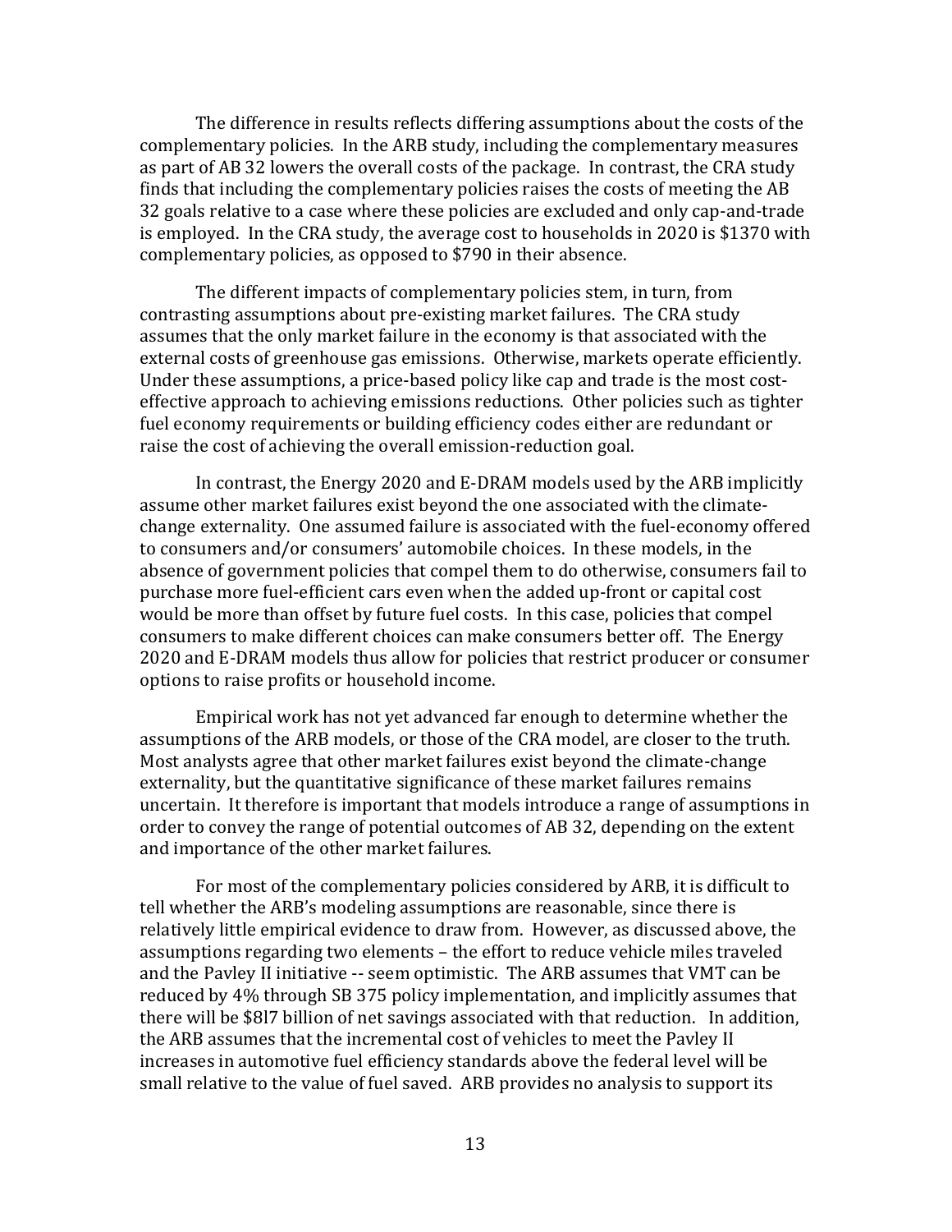The difference in results reflects differing assumptions about the costs of the complementary policies. In the ARB study, including the complementary measures as part of AB 32 lowers the overall costs of the package. In contrast, the CRA study finds that including the complementary policies raises the costs of meeting the AB 32 goals relative to a case where these policies are excluded and only cap-and-trade is employed. In the CRA study, the average cost to households in 2020 is $1370 with complementary policies, as opposed to $790 in their absence.

The different impacts of complementary policies stem, in turn, from contrasting assumptions about pre-existing market failures. The CRA study assumes that the only market failure in the economy is that associated with the external costs of greenhouse gas emissions. Otherwise, markets operate efficiently. Under these assumptions, a price-based policy like cap and trade is the most cost-effective approach to achieving emissions reductions. Other policies such as tighter fuel economy requirements or building efficiency codes either are redundant or raise the cost of achieving the overall emission-reduction goal.

In contrast, the Energy 2020 and E-DRAM models used by the ARB implicitly assume other market failures exist beyond the one associated with the climate-change externality. One assumed failure is associated with the fuel-economy offered to consumers and/or consumers' automobile choices. In these models, in the absence of government policies that compel them to do otherwise, consumers fail to purchase more fuel-efficient cars even when the added up-front or capital cost would be more than offset by future fuel costs. In this case, policies that compel consumers to make different choices can make consumers better off. The Energy 2020 and E-DRAM models thus allow for policies that restrict producer or consumer options to raise profits or household income.

Empirical work has not yet advanced far enough to determine whether the assumptions of the ARB models, or those of the CRA model, are closer to the truth. Most analysts agree that other market failures exist beyond the climate-change externality, but the quantitative significance of these market failures remains uncertain. It therefore is important that models introduce a range of assumptions in order to convey the range of potential outcomes of AB 32, depending on the extent and importance of the other market failures.

For most of the complementary policies considered by ARB, it is difficult to tell whether the ARB's modeling assumptions are reasonable, since there is relatively little empirical evidence to draw from. However, as discussed above, the assumptions regarding two elements – the effort to reduce vehicle miles traveled and the Pavley II initiative -- seem optimistic. The ARB assumes that VMT can be reduced by 4% through SB 375 policy implementation, and implicitly assumes that there will be $8l7 billion of net savings associated with that reduction. In addition, the ARB assumes that the incremental cost of vehicles to meet the Pavley II increases in automotive fuel efficiency standards above the federal level will be small relative to the value of fuel saved. ARB provides no analysis to support its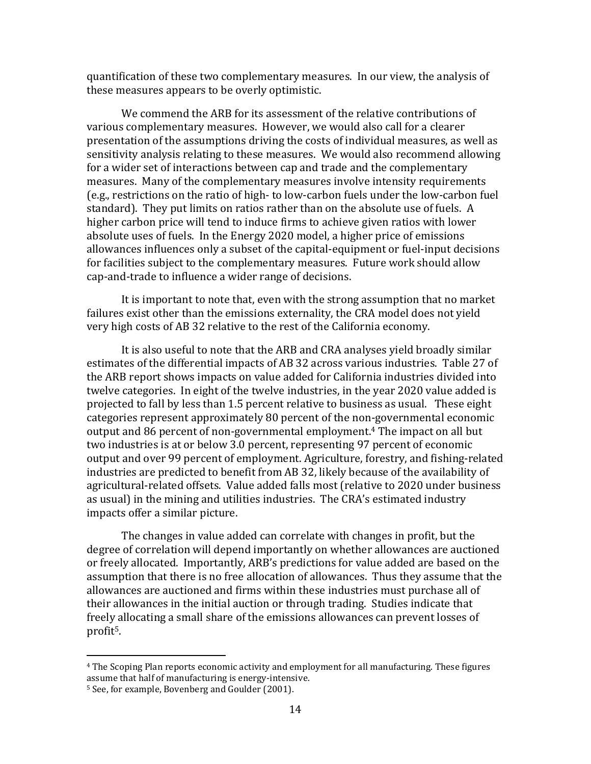quantification of these two complementary measures. In our view, the analysis of these measures appears to be overly optimistic.

We commend the ARB for its assessment of the relative contributions of various complementary measures. However, we would also call for a clearer presentation of the assumptions driving the costs of individual measures, as well as sensitivity analysis relating to these measures. We would also recommend allowing for a wider set of interactions between cap and trade and the complementary measures. Many of the complementary measures involve intensity requirements (e.g., restrictions on the ratio of high- to low-carbon fuels under the low-carbon fuel standard). They put limits on ratios rather than on the absolute use of fuels. A higher carbon price will tend to induce firms to achieve given ratios with lower absolute uses of fuels. In the Energy 2020 model, a higher price of emissions allowances influences only a subset of the capital-equipment or fuel-input decisions for facilities subject to the complementary measures. Future work should allow cap-and-trade to influence a wider range of decisions.

It is important to note that, even with the strong assumption that no market failures exist other than the emissions externality, the CRA model does not yield very high costs of AB 32 relative to the rest of the California economy.

It is also useful to note that the ARB and CRA analyses yield broadly similar estimates of the differential impacts of AB 32 across various industries. Table 27 of the ARB report shows impacts on value added for California industries divided into twelve categories. In eight of the twelve industries, in the year 2020 value added is projected to fall by less than 1.5 percent relative to business as usual. These eight categories represent approximately 80 percent of the non-governmental economic output and 86 percent of non-governmental employment.[4] The impact on all but two industries is at or below 3.0 percent, representing 97 percent of economic output and over 99 percent of employment. Agriculture, forestry, and fishing-related industries are predicted to benefit from AB 32, likely because of the availability of agricultural-related offsets. Value added falls most (relative to 2020 under business as usual) in the mining and utilities industries. The CRA's estimated industry impacts offer a similar picture.

The changes in value added can correlate with changes in profit, but the degree of correlation will depend importantly on whether allowances are auctioned or freely allocated. Importantly, ARB's predictions for value added are based on the assumption that there is no free allocation of allowances. Thus they assume that the allowances are auctioned and firms within these industries must purchase all of their allowances in the initial auction or through trading. Studies indicate that freely allocating a small share of the emissions allowances can prevent losses of profit[5].

---

[4] The Scoping Plan reports economic activity and employment for all manufacturing. These figures assume that half of manufacturing is energy-intensive.

[5] See, for example, Bovenberg and Goulder (2001).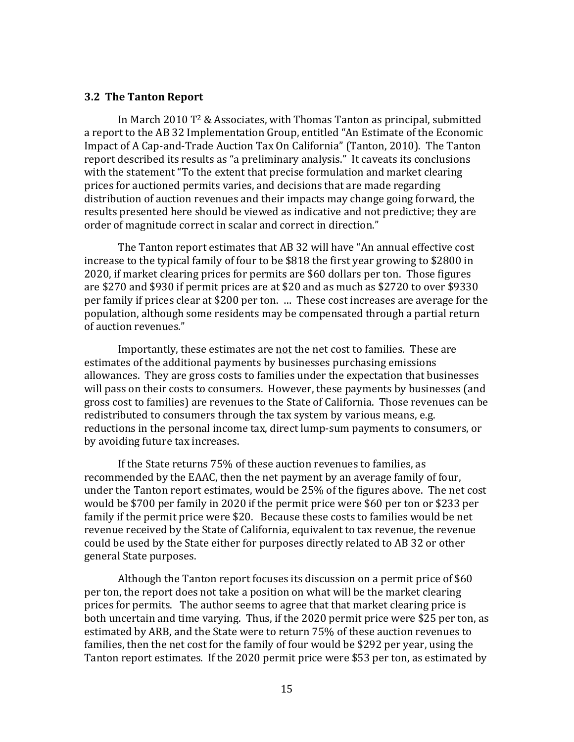### 3.2 The Tanton Report

In March 2010 T² & Associates, with Thomas Tanton as principal, submitted a report to the AB 32 Implementation Group, entitled "An Estimate of the Economic Impact of A Cap-and-Trade Auction Tax On California" (Tanton, 2010). The Tanton report described its results as "a preliminary analysis." It caveats its conclusions with the statement "To the extent that precise formulation and market clearing prices for auctioned permits varies, and decisions that are made regarding distribution of auction revenues and their impacts may change going forward, the results presented here should be viewed as indicative and not predictive; they are order of magnitude correct in scalar and correct in direction."

The Tanton report estimates that AB 32 will have "An annual effective cost increase to the typical family of four to be $818 the first year growing to $2800 in 2020, if market clearing prices for permits are $60 dollars per ton. Those figures are $270 and $930 if permit prices are at $20 and as much as $2720 to over $9330 per family if prices clear at $200 per ton. … These cost increases are average for the population, although some residents may be compensated through a partial return of auction revenues."

Importantly, these estimates are <u>not</u> the net cost to families. These are estimates of the additional payments by businesses purchasing emissions allowances. They are gross costs to families under the expectation that businesses will pass on their costs to consumers. However, these payments by businesses (and gross cost to families) are revenues to the State of California. Those revenues can be redistributed to consumers through the tax system by various means, e.g. reductions in the personal income tax, direct lump-sum payments to consumers, or by avoiding future tax increases.

If the State returns 75% of these auction revenues to families, as recommended by the EAAC, then the net payment by an average family of four, under the Tanton report estimates, would be 25% of the figures above. The net cost would be $700 per family in 2020 if the permit price were $60 per ton or $233 per family if the permit price were $20. Because these costs to families would be net revenue received by the State of California, equivalent to tax revenue, the revenue could be used by the State either for purposes directly related to AB 32 or other general State purposes.

Although the Tanton report focuses its discussion on a permit price of $60 per ton, the report does not take a position on what will be the market clearing prices for permits. The author seems to agree that that market clearing price is both uncertain and time varying. Thus, if the 2020 permit price were $25 per ton, as estimated by ARB, and the State were to return 75% of these auction revenues to families, then the net cost for the family of four would be $292 per year, using the Tanton report estimates. If the 2020 permit price were $53 per ton, as estimated by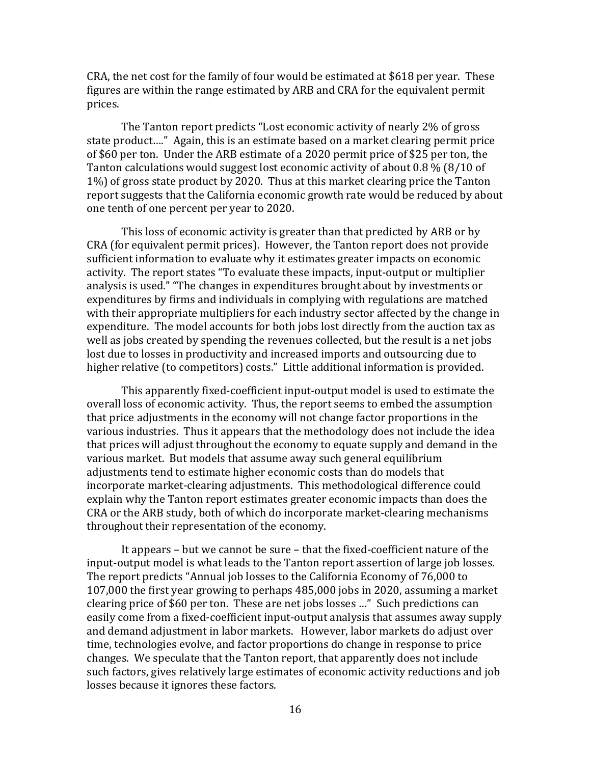CRA, the net cost for the family of four would be estimated at $618 per year. These figures are within the range estimated by ARB and CRA for the equivalent permit prices.

The Tanton report predicts "Lost economic activity of nearly 2% of gross state product…." Again, this is an estimate based on a market clearing permit price of $60 per ton. Under the ARB estimate of a 2020 permit price of $25 per ton, the Tanton calculations would suggest lost economic activity of about 0.8 % (8/10 of 1%) of gross state product by 2020. Thus at this market clearing price the Tanton report suggests that the California economic growth rate would be reduced by about one tenth of one percent per year to 2020.

This loss of economic activity is greater than that predicted by ARB or by CRA (for equivalent permit prices). However, the Tanton report does not provide sufficient information to evaluate why it estimates greater impacts on economic activity. The report states "To evaluate these impacts, input-output or multiplier analysis is used." "The changes in expenditures brought about by investments or expenditures by firms and individuals in complying with regulations are matched with their appropriate multipliers for each industry sector affected by the change in expenditure. The model accounts for both jobs lost directly from the auction tax as well as jobs created by spending the revenues collected, but the result is a net jobs lost due to losses in productivity and increased imports and outsourcing due to higher relative (to competitors) costs." Little additional information is provided.

This apparently fixed-coefficient input-output model is used to estimate the overall loss of economic activity. Thus, the report seems to embed the assumption that price adjustments in the economy will not change factor proportions in the various industries. Thus it appears that the methodology does not include the idea that prices will adjust throughout the economy to equate supply and demand in the various market. But models that assume away such general equilibrium adjustments tend to estimate higher economic costs than do models that incorporate market-clearing adjustments. This methodological difference could explain why the Tanton report estimates greater economic impacts than does the CRA or the ARB study, both of which do incorporate market-clearing mechanisms throughout their representation of the economy.

It appears – but we cannot be sure – that the fixed-coefficient nature of the input-output model is what leads to the Tanton report assertion of large job losses. The report predicts "Annual job losses to the California Economy of 76,000 to 107,000 the first year growing to perhaps 485,000 jobs in 2020, assuming a market clearing price of $60 per ton. These are net jobs losses …" Such predictions can easily come from a fixed-coefficient input-output analysis that assumes away supply and demand adjustment in labor markets. However, labor markets do adjust over time, technologies evolve, and factor proportions do change in response to price changes. We speculate that the Tanton report, that apparently does not include such factors, gives relatively large estimates of economic activity reductions and job losses because it ignores these factors.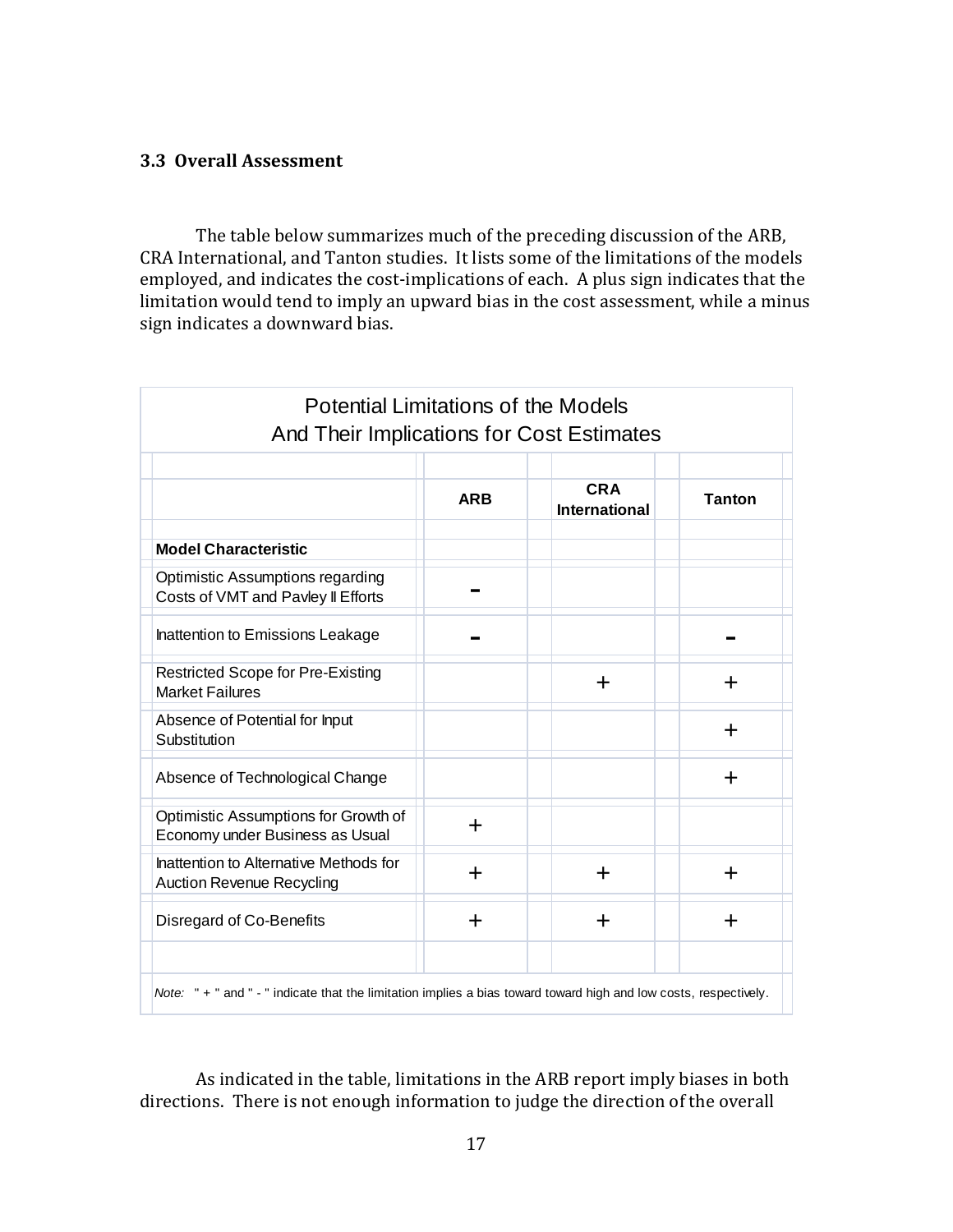### 3.3 Overall Assessment

The table below summarizes much of the preceding discussion of the ARB, CRA International, and Tanton studies. It lists some of the limitations of the models employed, and indicates the cost-implications of each. A plus sign indicates that the limitation would tend to imply an upward bias in the cost assessment, while a minus sign indicates a downward bias.

**Potential Limitations of the Models And Their Implications for Cost Estimates**

| | ARB | CRA International | Tanton |
|---|---|---|---|
| **Model Characteristic** | | | |
| Optimistic Assumptions regarding Costs of VMT and Pavley II Efforts | - | | |
| Inattention to Emissions Leakage | - | | - |
| Restricted Scope for Pre-Existing Market Failures | | + | + |
| Absence of Potential for Input Substitution | | | + |
| Absence of Technological Change | | | + |
| Optimistic Assumptions for Growth of Economy under Business as Usual | + | | |
| Inattention to Alternative Methods for Auction Revenue Recycling | + | + | + |
| Disregard of Co-Benefits | + | + | + |

*Note:* " + " and " - " indicate that the limitation implies a bias toward toward high and low costs, respectively.

As indicated in the table, limitations in the ARB report imply biases in both directions. There is not enough information to judge the direction of the overall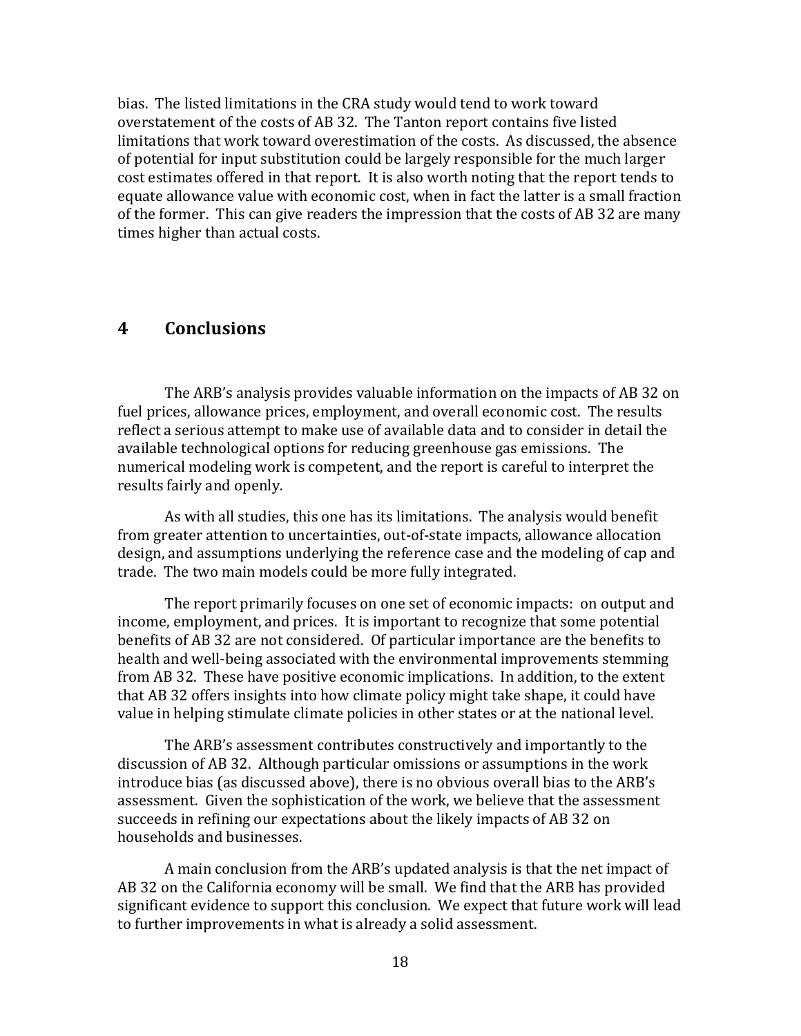bias. The listed limitations in the CRA study would tend to work toward overstatement of the costs of AB 32. The Tanton report contains five listed limitations that work toward overestimation of the costs. As discussed, the absence of potential for input substitution could be largely responsible for the much larger cost estimates offered in that report. It is also worth noting that the report tends to equate allowance value with economic cost, when in fact the latter is a small fraction of the former. This can give readers the impression that the costs of AB 32 are many times higher than actual costs.

## 4 Conclusions

The ARB's analysis provides valuable information on the impacts of AB 32 on fuel prices, allowance prices, employment, and overall economic cost. The results reflect a serious attempt to make use of available data and to consider in detail the available technological options for reducing greenhouse gas emissions. The numerical modeling work is competent, and the report is careful to interpret the results fairly and openly.

As with all studies, this one has its limitations. The analysis would benefit from greater attention to uncertainties, out-of-state impacts, allowance allocation design, and assumptions underlying the reference case and the modeling of cap and trade. The two main models could be more fully integrated.

The report primarily focuses on one set of economic impacts: on output and income, employment, and prices. It is important to recognize that some potential benefits of AB 32 are not considered. Of particular importance are the benefits to health and well-being associated with the environmental improvements stemming from AB 32. These have positive economic implications. In addition, to the extent that AB 32 offers insights into how climate policy might take shape, it could have value in helping stimulate climate policies in other states or at the national level.

The ARB's assessment contributes constructively and importantly to the discussion of AB 32. Although particular omissions or assumptions in the work introduce bias (as discussed above), there is no obvious overall bias to the ARB's assessment. Given the sophistication of the work, we believe that the assessment succeeds in refining our expectations about the likely impacts of AB 32 on households and businesses.

A main conclusion from the ARB's updated analysis is that the net impact of AB 32 on the California economy will be small. We find that the ARB has provided significant evidence to support this conclusion. We expect that future work will lead to further improvements in what is already a solid assessment.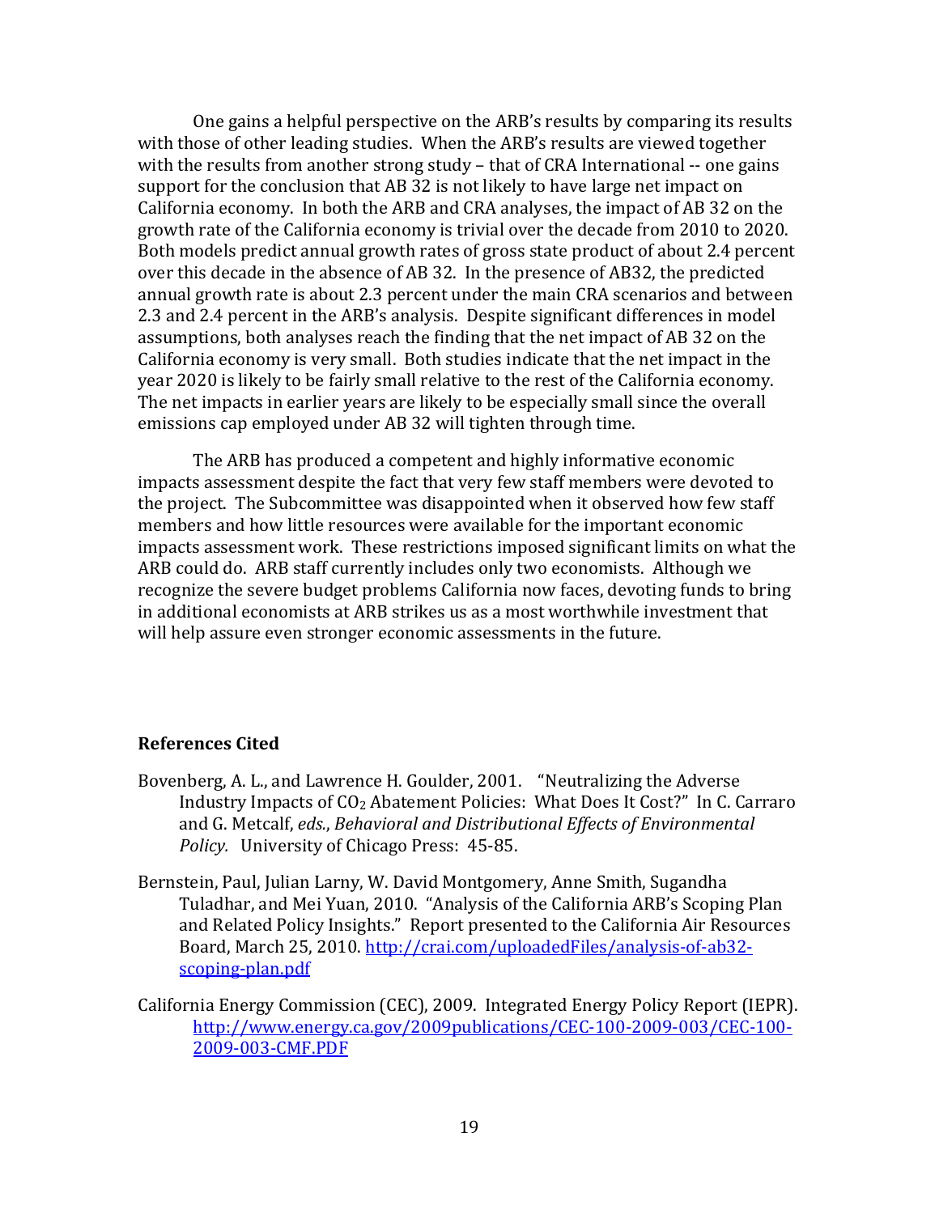One gains a helpful perspective on the ARB's results by comparing its results with those of other leading studies. When the ARB's results are viewed together with the results from another strong study – that of CRA International -- one gains support for the conclusion that AB 32 is not likely to have large net impact on California economy. In both the ARB and CRA analyses, the impact of AB 32 on the growth rate of the California economy is trivial over the decade from 2010 to 2020. Both models predict annual growth rates of gross state product of about 2.4 percent over this decade in the absence of AB 32. In the presence of AB32, the predicted annual growth rate is about 2.3 percent under the main CRA scenarios and between 2.3 and 2.4 percent in the ARB's analysis. Despite significant differences in model assumptions, both analyses reach the finding that the net impact of AB 32 on the California economy is very small. Both studies indicate that the net impact in the year 2020 is likely to be fairly small relative to the rest of the California economy. The net impacts in earlier years are likely to be especially small since the overall emissions cap employed under AB 32 will tighten through time.

The ARB has produced a competent and highly informative economic impacts assessment despite the fact that very few staff members were devoted to the project. The Subcommittee was disappointed when it observed how few staff members and how little resources were available for the important economic impacts assessment work. These restrictions imposed significant limits on what the ARB could do. ARB staff currently includes only two economists. Although we recognize the severe budget problems California now faces, devoting funds to bring in additional economists at ARB strikes us as a most worthwhile investment that will help assure even stronger economic assessments in the future.

### References Cited

Bovenberg, A. L., and Lawrence H. Goulder, 2001. "Neutralizing the Adverse Industry Impacts of $CO_2$ Abatement Policies: What Does It Cost?" In C. Carraro and G. Metcalf, *eds.*, *Behavioral and Distributional Effects of Environmental Policy.* University of Chicago Press: 45-85.

Bernstein, Paul, Julian Larny, W. David Montgomery, Anne Smith, Sugandha Tuladhar, and Mei Yuan, 2010. "Analysis of the California ARB's Scoping Plan and Related Policy Insights." Report presented to the California Air Resources Board, March 25, 2010. http://crai.com/uploadedFiles/analysis-of-ab32-scoping-plan.pdf

California Energy Commission (CEC), 2009. Integrated Energy Policy Report (IEPR). http://www.energy.ca.gov/2009publications/CEC-100-2009-003/CEC-100-2009-003-CMF.PDF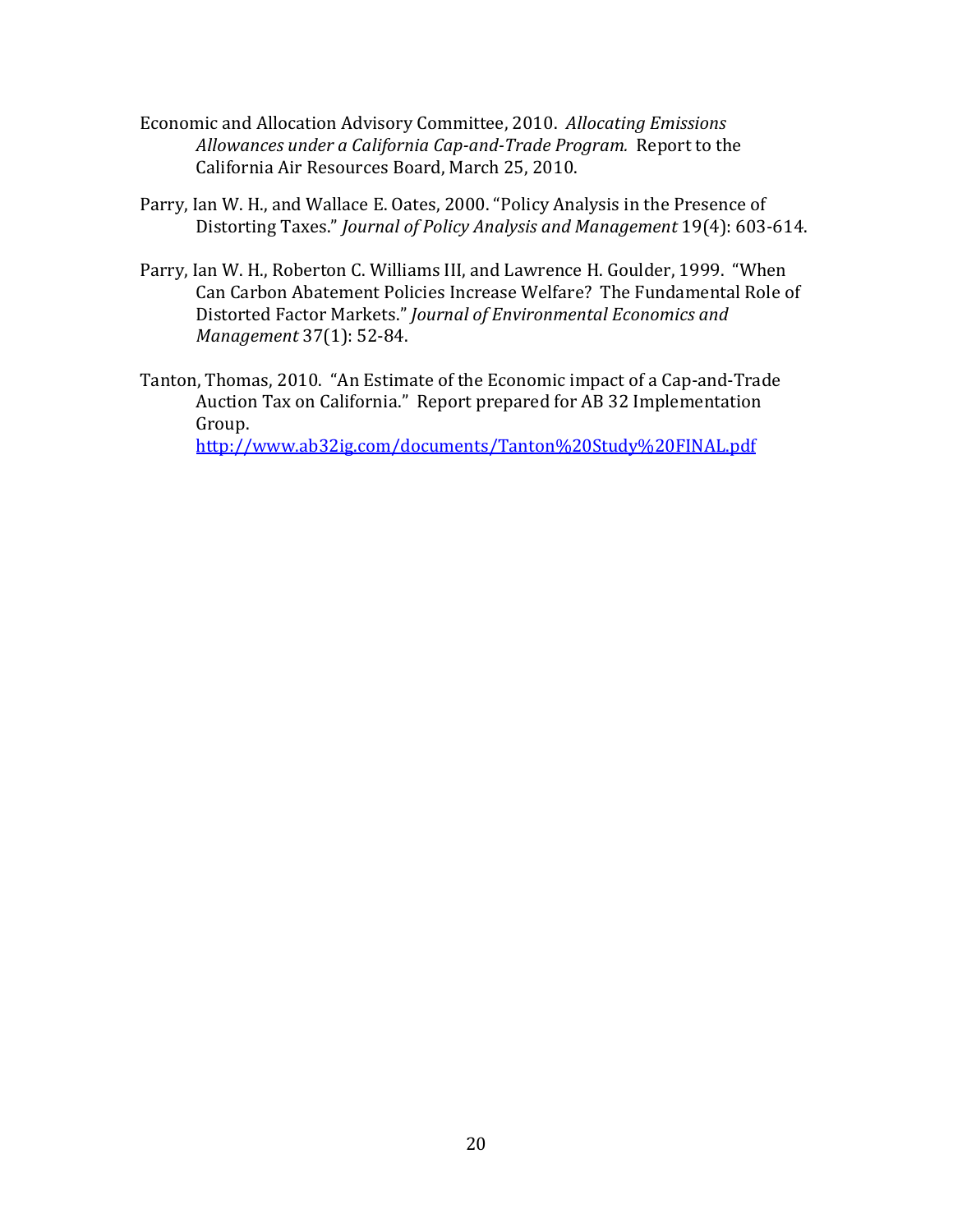Economic and Allocation Advisory Committee, 2010. *Allocating Emissions Allowances under a California Cap-and-Trade Program.* Report to the California Air Resources Board, March 25, 2010.

Parry, Ian W. H., and Wallace E. Oates, 2000. "Policy Analysis in the Presence of Distorting Taxes." *Journal of Policy Analysis and Management* 19(4): 603-614.

Parry, Ian W. H., Roberton C. Williams III, and Lawrence H. Goulder, 1999. "When Can Carbon Abatement Policies Increase Welfare? The Fundamental Role of Distorted Factor Markets." *Journal of Environmental Economics and Management* 37(1): 52-84.

Tanton, Thomas, 2010. "An Estimate of the Economic impact of a Cap-and-Trade Auction Tax on California." Report prepared for AB 32 Implementation Group. http://www.ab32ig.com/documents/Tanton%20Study%20FINAL.pdf